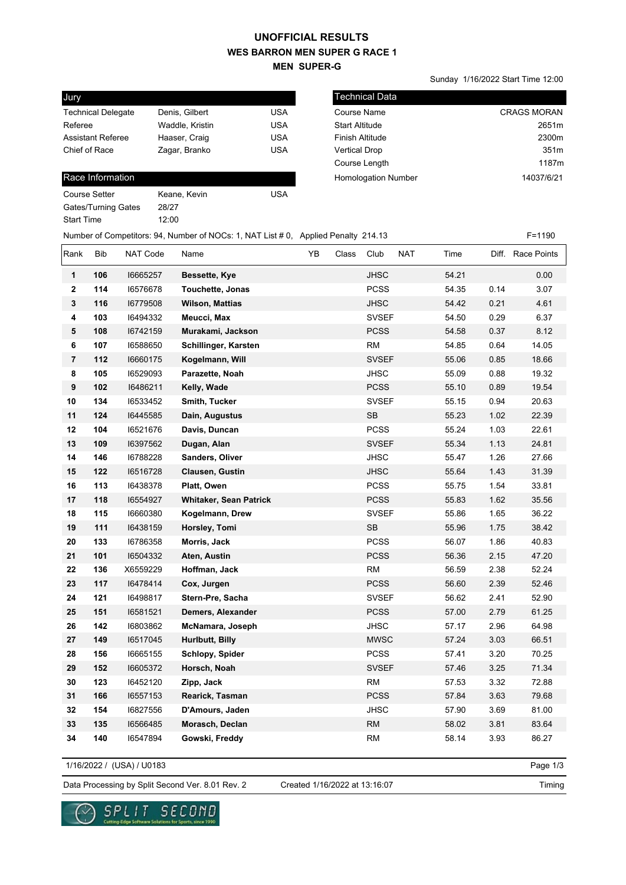# UNOFFICIAL RESULTS
## WES BARRON MEN SUPER G RACE 1
### MEN SUPER-G

Sunday 1/16/2022 Start Time 12:00

| Jury | | |
|---|---|---|
| Technical Delegate | Denis, Gilbert | USA |
| Referee | Waddle, Kristin | USA |
| Assistant Referee | Haaser, Craig | USA |
| Chief of Race | Zagar, Branko | USA |

| Technical Data | |
|---|---|
| Course Name | CRAGS MORAN |
| Start Altitude | 2651m |
| Finish Altitude | 2300m |
| Vertical Drop | 351m |
| Course Length | 1187m |
| Homologation Number | 14037/6/21 |

| Race Information | | |
|---|---|---|
| Course Setter | Keane, Kevin | USA |
| Gates/Turning Gates | 28/27 | |
| Start Time | 12:00 | |

Number of Competitors: 94, Number of NOCs: 1, NAT List # 0, Applied Penalty 214.13 F=1190

| Rank | Bib | NAT Code | Name | YB | Class | Club | NAT | Time | Diff. | Race Points |
|---|---|---|---|---|---|---|---|---|---|---|
| 1 | 106 | I6665257 | Bessette, Kye | | | JHSC | | 54.21 | | 0.00 |
| 2 | 114 | I6576678 | Touchette, Jonas | | | PCSS | | 54.35 | 0.14 | 3.07 |
| 3 | 116 | I6779508 | Wilson, Mattias | | | JHSC | | 54.42 | 0.21 | 4.61 |
| 4 | 103 | I6494332 | Meucci, Max | | | SVSEF | | 54.50 | 0.29 | 6.37 |
| 5 | 108 | I6742159 | Murakami, Jackson | | | PCSS | | 54.58 | 0.37 | 8.12 |
| 6 | 107 | I6588650 | Schillinger, Karsten | | | RM | | 54.85 | 0.64 | 14.05 |
| 7 | 112 | I6660175 | Kogelmann, Will | | | SVSEF | | 55.06 | 0.85 | 18.66 |
| 8 | 105 | I6529093 | Parazette, Noah | | | JHSC | | 55.09 | 0.88 | 19.32 |
| 9 | 102 | I6486211 | Kelly, Wade | | | PCSS | | 55.10 | 0.89 | 19.54 |
| 10 | 134 | I6533452 | Smith, Tucker | | | SVSEF | | 55.15 | 0.94 | 20.63 |
| 11 | 124 | I6445585 | Dain, Augustus | | | SB | | 55.23 | 1.02 | 22.39 |
| 12 | 104 | I6521676 | Davis, Duncan | | | PCSS | | 55.24 | 1.03 | 22.61 |
| 13 | 109 | I6397562 | Dugan, Alan | | | SVSEF | | 55.34 | 1.13 | 24.81 |
| 14 | 146 | I6788228 | Sanders, Oliver | | | JHSC | | 55.47 | 1.26 | 27.66 |
| 15 | 122 | I6516728 | Clausen, Gustin | | | JHSC | | 55.64 | 1.43 | 31.39 |
| 16 | 113 | I6438378 | Platt, Owen | | | PCSS | | 55.75 | 1.54 | 33.81 |
| 17 | 118 | I6554927 | Whitaker, Sean Patrick | | | PCSS | | 55.83 | 1.62 | 35.56 |
| 18 | 115 | I6660380 | Kogelmann, Drew | | | SVSEF | | 55.86 | 1.65 | 36.22 |
| 19 | 111 | I6438159 | Horsley, Tomi | | | SB | | 55.96 | 1.75 | 38.42 |
| 20 | 133 | I6786358 | Morris, Jack | | | PCSS | | 56.07 | 1.86 | 40.83 |
| 21 | 101 | I6504332 | Aten, Austin | | | PCSS | | 56.36 | 2.15 | 47.20 |
| 22 | 136 | X6559229 | Hoffman, Jack | | | RM | | 56.59 | 2.38 | 52.24 |
| 23 | 117 | I6478414 | Cox, Jurgen | | | PCSS | | 56.60 | 2.39 | 52.46 |
| 24 | 121 | I6498817 | Stern-Pre, Sacha | | | SVSEF | | 56.62 | 2.41 | 52.90 |
| 25 | 151 | I6581521 | Demers, Alexander | | | PCSS | | 57.00 | 2.79 | 61.25 |
| 26 | 142 | I6803862 | McNamara, Joseph | | | JHSC | | 57.17 | 2.96 | 64.98 |
| 27 | 149 | I6517045 | Hurlbutt, Billy | | | MWSC | | 57.24 | 3.03 | 66.51 |
| 28 | 156 | I6665155 | Schlopy, Spider | | | PCSS | | 57.41 | 3.20 | 70.25 |
| 29 | 152 | I6605372 | Horsch, Noah | | | SVSEF | | 57.46 | 3.25 | 71.34 |
| 30 | 123 | I6452120 | Zipp, Jack | | | RM | | 57.53 | 3.32 | 72.88 |
| 31 | 166 | I6557153 | Rearick, Tasman | | | PCSS | | 57.84 | 3.63 | 79.68 |
| 32 | 154 | I6827556 | D'Amours, Jaden | | | JHSC | | 57.90 | 3.69 | 81.00 |
| 33 | 135 | I6566485 | Morasch, Declan | | | RM | | 58.02 | 3.81 | 83.64 |
| 34 | 140 | I6547894 | Gowski, Freddy | | | RM | | 58.14 | 3.93 | 86.27 |

1/16/2022 / (USA) / U0183

Data Processing by Split Second Ver. 8.01 Rev. 2 Created 1/16/2022 at 13:16:07 Timing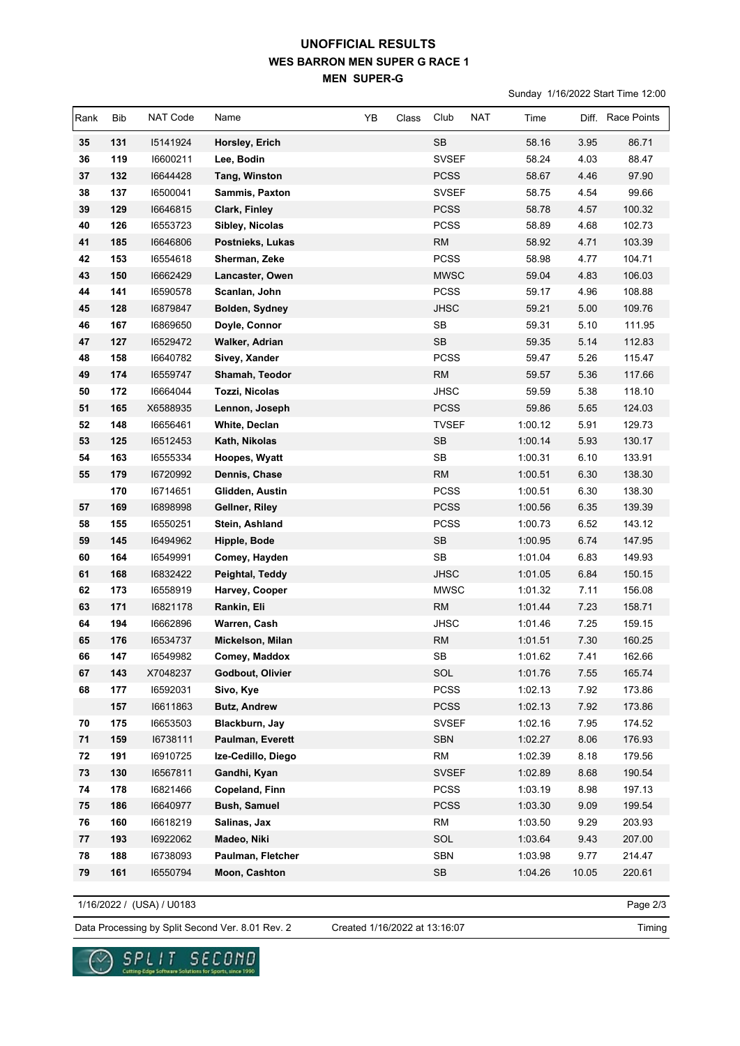# UNOFFICIAL RESULTS
## WES BARRON MEN SUPER G RACE 1
### MEN SUPER-G

Sunday 1/16/2022 Start Time 12:00

| Rank | Bib | NAT Code | Name | YB | Class | Club | NAT | Time | Diff. | Race Points |
|---|---|---|---|---|---|---|---|---|---|---|
| 35 | 131 | I5141924 | **Horsley, Erich** | | | SB | | 58.16 | 3.95 | 86.71 |
| 36 | 119 | I6600211 | **Lee, Bodin** | | | SVSEF | | 58.24 | 4.03 | 88.47 |
| 37 | 132 | I6644428 | **Tang, Winston** | | | PCSS | | 58.67 | 4.46 | 97.90 |
| 38 | 137 | I6500041 | **Sammis, Paxton** | | | SVSEF | | 58.75 | 4.54 | 99.66 |
| 39 | 129 | I6646815 | **Clark, Finley** | | | PCSS | | 58.78 | 4.57 | 100.32 |
| 40 | 126 | I6553723 | **Sibley, Nicolas** | | | PCSS | | 58.89 | 4.68 | 102.73 |
| 41 | 185 | I6646806 | **Postnieks, Lukas** | | | RM | | 58.92 | 4.71 | 103.39 |
| 42 | 153 | I6554618 | **Sherman, Zeke** | | | PCSS | | 58.98 | 4.77 | 104.71 |
| 43 | 150 | I6662429 | **Lancaster, Owen** | | | MWSC | | 59.04 | 4.83 | 106.03 |
| 44 | 141 | I6590578 | **Scanlan, John** | | | PCSS | | 59.17 | 4.96 | 108.88 |
| 45 | 128 | I6879847 | **Bolden, Sydney** | | | JHSC | | 59.21 | 5.00 | 109.76 |
| 46 | 167 | I6869650 | **Doyle, Connor** | | | SB | | 59.31 | 5.10 | 111.95 |
| 47 | 127 | I6529472 | **Walker, Adrian** | | | SB | | 59.35 | 5.14 | 112.83 |
| 48 | 158 | I6640782 | **Sivey, Xander** | | | PCSS | | 59.47 | 5.26 | 115.47 |
| 49 | 174 | I6559747 | **Shamah, Teodor** | | | RM | | 59.57 | 5.36 | 117.66 |
| 50 | 172 | I6664044 | **Tozzi, Nicolas** | | | JHSC | | 59.59 | 5.38 | 118.10 |
| 51 | 165 | X6588935 | **Lennon, Joseph** | | | PCSS | | 59.86 | 5.65 | 124.03 |
| 52 | 148 | I6656461 | **White, Declan** | | | TVSEF | | 1:00.12 | 5.91 | 129.73 |
| 53 | 125 | I6512453 | **Kath, Nikolas** | | | SB | | 1:00.14 | 5.93 | 130.17 |
| 54 | 163 | I6555334 | **Hoopes, Wyatt** | | | SB | | 1:00.31 | 6.10 | 133.91 |
| 55 | 179 | I6720992 | **Dennis, Chase** | | | RM | | 1:00.51 | 6.30 | 138.30 |
| | 170 | I6714651 | **Glidden, Austin** | | | PCSS | | 1:00.51 | 6.30 | 138.30 |
| 57 | 169 | I6898998 | **Gellner, Riley** | | | PCSS | | 1:00.56 | 6.35 | 139.39 |
| 58 | 155 | I6550251 | **Stein, Ashland** | | | PCSS | | 1:00.73 | 6.52 | 143.12 |
| 59 | 145 | I6494962 | **Hipple, Bode** | | | SB | | 1:00.95 | 6.74 | 147.95 |
| 60 | 164 | I6549991 | **Comey, Hayden** | | | SB | | 1:01.04 | 6.83 | 149.93 |
| 61 | 168 | I6832422 | **Peightal, Teddy** | | | JHSC | | 1:01.05 | 6.84 | 150.15 |
| 62 | 173 | I6558919 | **Harvey, Cooper** | | | MWSC | | 1:01.32 | 7.11 | 156.08 |
| 63 | 171 | I6821178 | **Rankin, Eli** | | | RM | | 1:01.44 | 7.23 | 158.71 |
| 64 | 194 | I6662896 | **Warren, Cash** | | | JHSC | | 1:01.46 | 7.25 | 159.15 |
| 65 | 176 | I6534737 | **Mickelson, Milan** | | | RM | | 1:01.51 | 7.30 | 160.25 |
| 66 | 147 | I6549982 | **Comey, Maddox** | | | SB | | 1:01.62 | 7.41 | 162.66 |
| 67 | 143 | X7048237 | **Godbout, Olivier** | | | SOL | | 1:01.76 | 7.55 | 165.74 |
| 68 | 177 | I6592031 | **Sivo, Kye** | | | PCSS | | 1:02.13 | 7.92 | 173.86 |
| | 157 | I6611863 | **Butz, Andrew** | | | PCSS | | 1:02.13 | 7.92 | 173.86 |
| 70 | 175 | I6653503 | **Blackburn, Jay** | | | SVSEF | | 1:02.16 | 7.95 | 174.52 |
| 71 | 159 | I6738111 | **Paulman, Everett** | | | SBN | | 1:02.27 | 8.06 | 176.93 |
| 72 | 191 | I6910725 | **Ize-Cedillo, Diego** | | | RM | | 1:02.39 | 8.18 | 179.56 |
| 73 | 130 | I6567811 | **Gandhi, Kyan** | | | SVSEF | | 1:02.89 | 8.68 | 190.54 |
| 74 | 178 | I6821466 | **Copeland, Finn** | | | PCSS | | 1:03.19 | 8.98 | 197.13 |
| 75 | 186 | I6640977 | **Bush, Samuel** | | | PCSS | | 1:03.30 | 9.09 | 199.54 |
| 76 | 160 | I6618219 | **Salinas, Jax** | | | RM | | 1:03.50 | 9.29 | 203.93 |
| 77 | 193 | I6922062 | **Madeo, Niki** | | | SOL | | 1:03.64 | 9.43 | 207.00 |
| 78 | 188 | I6738093 | **Paulman, Fletcher** | | | SBN | | 1:03.98 | 9.77 | 214.47 |
| 79 | 161 | I6550794 | **Moon, Cashton** | | | SB | | 1:04.26 | 10.05 | 220.61 |

1/16/2022 / (USA) / U0183

Data Processing by Split Second Ver. 8.01 Rev. 2 Created 1/16/2022 at 13:16:07 Timing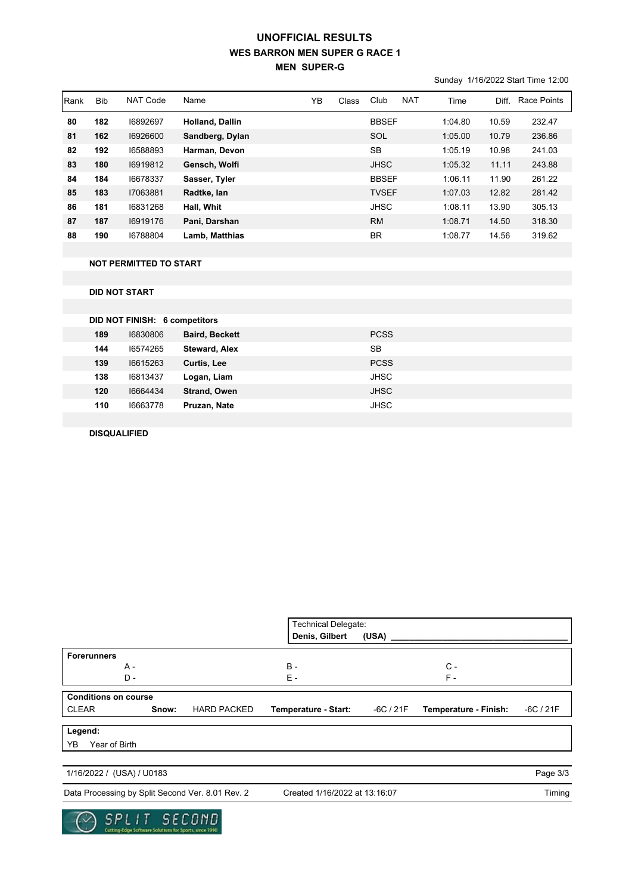# UNOFFICIAL RESULTS
## WES BARRON MEN SUPER G RACE 1
### MEN SUPER-G

Sunday 1/16/2022 Start Time 12:00

| Rank | Bib | NAT Code | Name | YB | Class | Club | NAT | Time | Diff. | Race Points |
|---|---|---|---|---|---|---|---|---|---|---|
| 80 | 182 | I6892697 | Holland, Dallin | | | BBSEF | | 1:04.80 | 10.59 | 232.47 |
| 81 | 162 | I6926600 | Sandberg, Dylan | | | SOL | | 1:05.00 | 10.79 | 236.86 |
| 82 | 192 | I6588893 | Harman, Devon | | | SB | | 1:05.19 | 10.98 | 241.03 |
| 83 | 180 | I6919812 | Gensch, Wolfi | | | JHSC | | 1:05.32 | 11.11 | 243.88 |
| 84 | 184 | I6678337 | Sasser, Tyler | | | BBSEF | | 1:06.11 | 11.90 | 261.22 |
| 85 | 183 | I7063881 | Radtke, Ian | | | TVSEF | | 1:07.03 | 12.82 | 281.42 |
| 86 | 181 | I6831268 | Hall, Whit | | | JHSC | | 1:08.11 | 13.90 | 305.13 |
| 87 | 187 | I6919176 | Pani, Darshan | | | RM | | 1:08.71 | 14.50 | 318.30 |
| 88 | 190 | I6788804 | Lamb, Matthias | | | BR | | 1:08.77 | 14.56 | 319.62 |

**NOT PERMITTED TO START**

**DID NOT START**

**DID NOT FINISH: 6 competitors**

| Bib | NAT Code | Name | Club |
|---|---|---|---|
| 189 | I6830806 | Baird, Beckett | PCSS |
| 144 | I6574265 | Steward, Alex | SB |
| 139 | I6615263 | Curtis, Lee | PCSS |
| 138 | I6813437 | Logan, Liam | JHSC |
| 120 | I6664434 | Strand, Owen | JHSC |
| 110 | I6663778 | Pruzan, Nate | JHSC |

**DISQUALIFIED**

Technical Delegate:
**Denis, Gilbert (USA)**

**Forerunners**

| | | |
|---|---|---|
| A - | B - | C - |
| D - | E - | F - |

**Conditions on course**

| | | | | | | |
|---|---|---|---|---|---|---|
| CLEAR | **Snow:** | HARD PACKED | **Temperature - Start:** | -6C / 21F | **Temperature - Finish:** | -6C / 21F |

**Legend:**
YB Year of Birth

1/16/2022 / (USA) / U0183

Data Processing by Split Second Ver. 8.01 Rev. 2 Created 1/16/2022 at 13:16:07 Timing